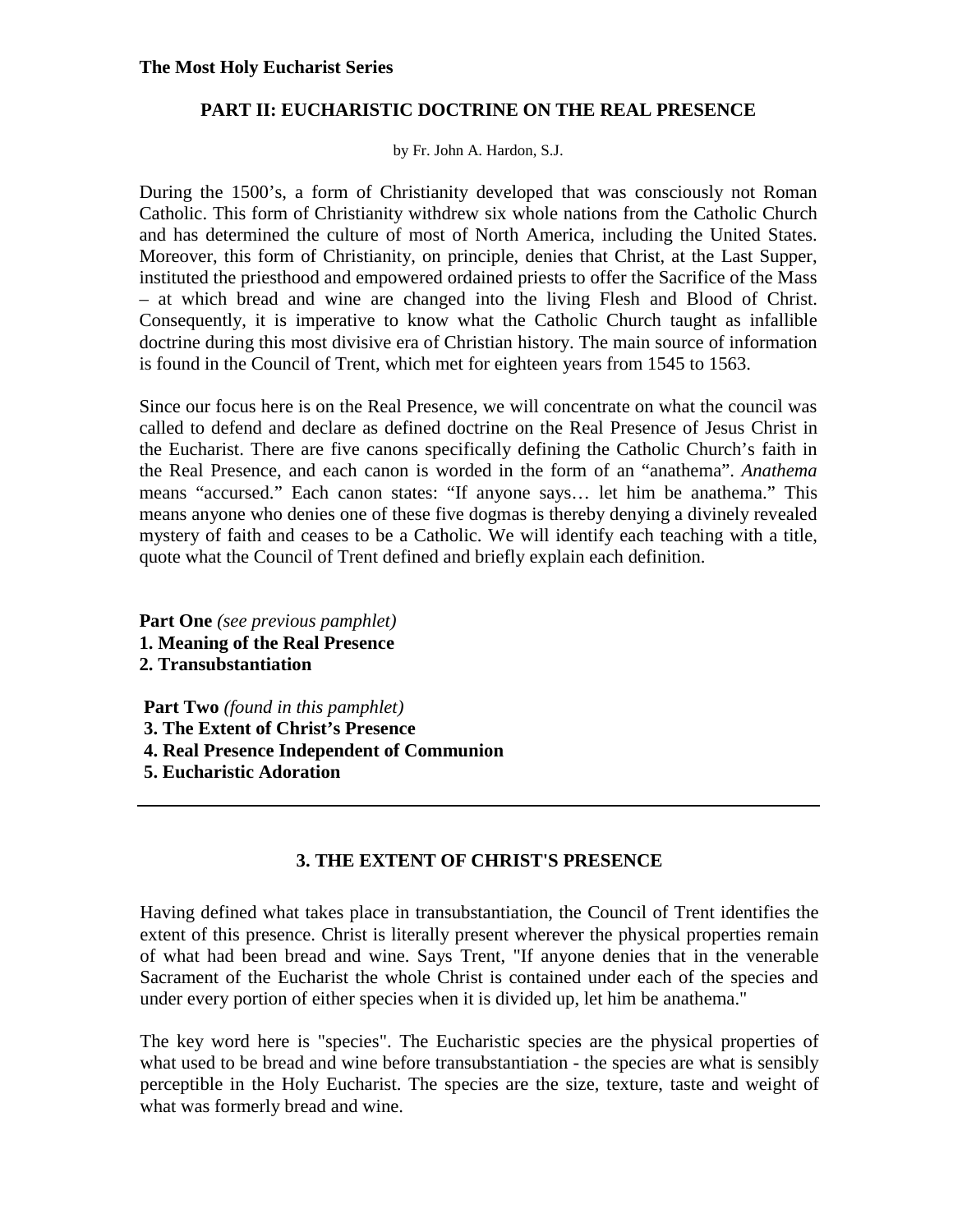**The Most Holy Eucharist Series**

## PART II: EUCHARISTIC DOCTRINE ON THE REAL PRESENCE

by Fr. John A. Hardon, S.J.

During the 1500's, a form of Christianity developed that was consciously not Roman Catholic. This form of Christianity withdrew six whole nations from the Catholic Church and has determined the culture of most of North America, including the United States. Moreover, this form of Christianity, on principle, denies that Christ, at the Last Supper, instituted the priesthood and empowered ordained priests to offer the Sacrifice of the Mass – at which bread and wine are changed into the living Flesh and Blood of Christ. Consequently, it is imperative to know what the Catholic Church taught as infallible doctrine during this most divisive era of Christian history. The main source of information is found in the Council of Trent, which met for eighteen years from 1545 to 1563.

Since our focus here is on the Real Presence, we will concentrate on what the council was called to defend and declare as defined doctrine on the Real Presence of Jesus Christ in the Eucharist. There are five canons specifically defining the Catholic Church's faith in the Real Presence, and each canon is worded in the form of an "anathema". *Anathema* means "accursed." Each canon states: "If anyone says… let him be anathema." This means anyone who denies one of these five dogmas is thereby denying a divinely revealed mystery of faith and ceases to be a Catholic. We will identify each teaching with a title, quote what the Council of Trent defined and briefly explain each definition.

**Part One** *(see previous pamphlet)*
**1. Meaning of the Real Presence**
**2. Transubstantiation**

**Part Two** *(found in this pamphlet)*
**3. The Extent of Christ's Presence**
**4. Real Presence Independent of Communion**
**5. Eucharistic Adoration**

---

### 3. THE EXTENT OF CHRIST'S PRESENCE

Having defined what takes place in transubstantiation, the Council of Trent identifies the extent of this presence. Christ is literally present wherever the physical properties remain of what had been bread and wine. Says Trent, "If anyone denies that in the venerable Sacrament of the Eucharist the whole Christ is contained under each of the species and under every portion of either species when it is divided up, let him be anathema."

The key word here is "species". The Eucharistic species are the physical properties of what used to be bread and wine before transubstantiation - the species are what is sensibly perceptible in the Holy Eucharist. The species are the size, texture, taste and weight of what was formerly bread and wine.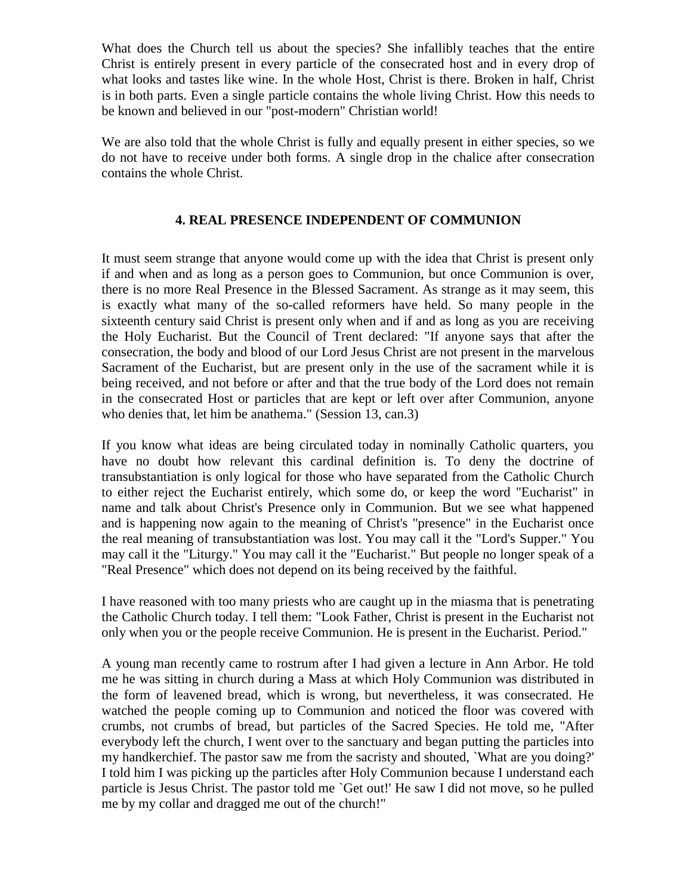What does the Church tell us about the species? She infallibly teaches that the entire Christ is entirely present in every particle of the consecrated host and in every drop of what looks and tastes like wine. In the whole Host, Christ is there. Broken in half, Christ is in both parts. Even a single particle contains the whole living Christ. How this needs to be known and believed in our "post-modern" Christian world!

We are also told that the whole Christ is fully and equally present in either species, so we do not have to receive under both forms. A single drop in the chalice after consecration contains the whole Christ.

## 4. REAL PRESENCE INDEPENDENT OF COMMUNION

It must seem strange that anyone would come up with the idea that Christ is present only if and when and as long as a person goes to Communion, but once Communion is over, there is no more Real Presence in the Blessed Sacrament. As strange as it may seem, this is exactly what many of the so-called reformers have held. So many people in the sixteenth century said Christ is present only when and if and as long as you are receiving the Holy Eucharist. But the Council of Trent declared: "If anyone says that after the consecration, the body and blood of our Lord Jesus Christ are not present in the marvelous Sacrament of the Eucharist, but are present only in the use of the sacrament while it is being received, and not before or after and that the true body of the Lord does not remain in the consecrated Host or particles that are kept or left over after Communion, anyone who denies that, let him be anathema." (Session 13, can.3)

If you know what ideas are being circulated today in nominally Catholic quarters, you have no doubt how relevant this cardinal definition is. To deny the doctrine of transubstantiation is only logical for those who have separated from the Catholic Church to either reject the Eucharist entirely, which some do, or keep the word "Eucharist" in name and talk about Christ's Presence only in Communion. But we see what happened and is happening now again to the meaning of Christ's "presence" in the Eucharist once the real meaning of transubstantiation was lost. You may call it the "Lord's Supper." You may call it the "Liturgy." You may call it the "Eucharist." But people no longer speak of a "Real Presence" which does not depend on its being received by the faithful.

I have reasoned with too many priests who are caught up in the miasma that is penetrating the Catholic Church today. I tell them: "Look Father, Christ is present in the Eucharist not only when you or the people receive Communion. He is present in the Eucharist. Period."

A young man recently came to rostrum after I had given a lecture in Ann Arbor. He told me he was sitting in church during a Mass at which Holy Communion was distributed in the form of leavened bread, which is wrong, but nevertheless, it was consecrated. He watched the people coming up to Communion and noticed the floor was covered with crumbs, not crumbs of bread, but particles of the Sacred Species. He told me, "After everybody left the church, I went over to the sanctuary and began putting the particles into my handkerchief. The pastor saw me from the sacristy and shouted, `What are you doing?' I told him I was picking up the particles after Holy Communion because I understand each particle is Jesus Christ. The pastor told me `Get out!' He saw I did not move, so he pulled me by my collar and dragged me out of the church!"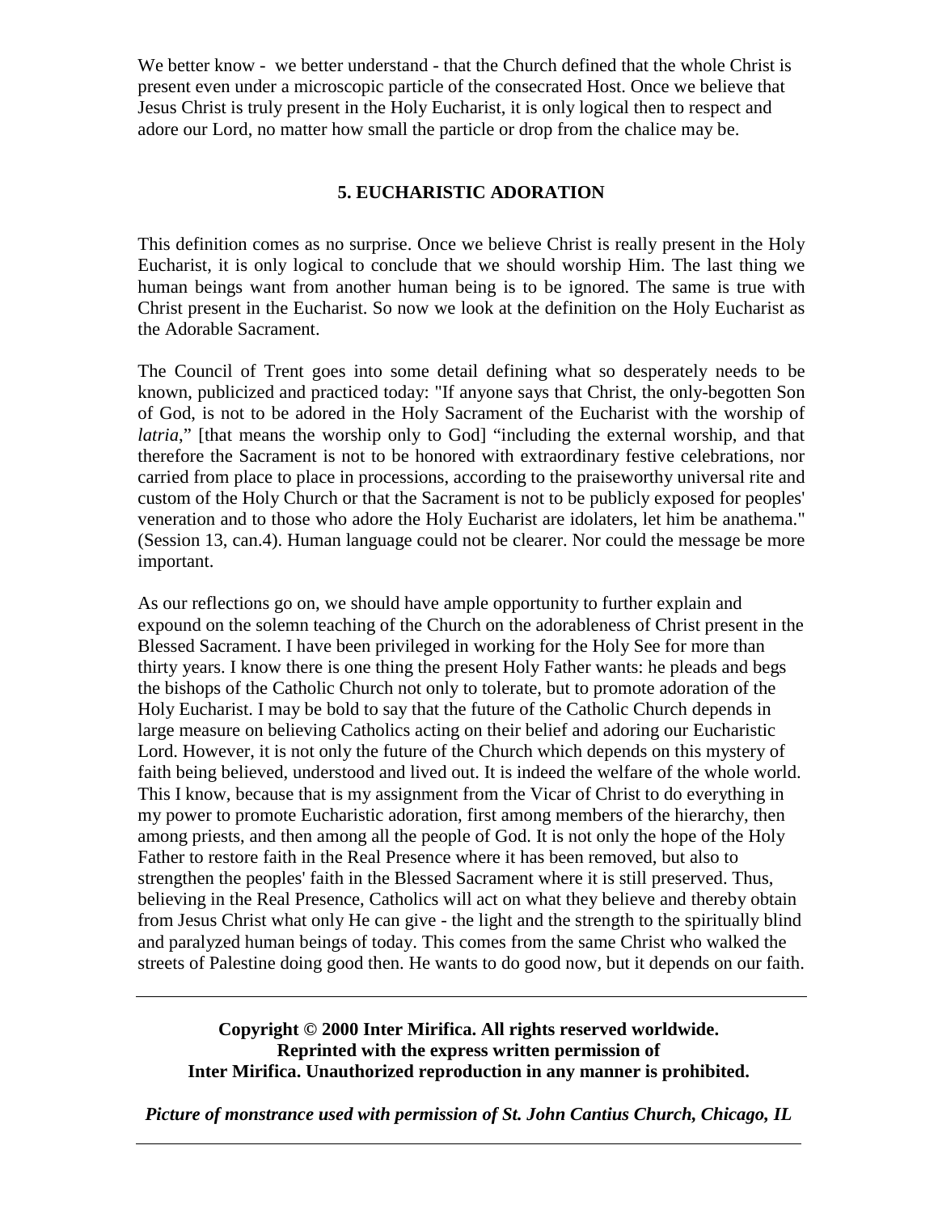We better know - we better understand - that the Church defined that the whole Christ is present even under a microscopic particle of the consecrated Host. Once we believe that Jesus Christ is truly present in the Holy Eucharist, it is only logical then to respect and adore our Lord, no matter how small the particle or drop from the chalice may be.

## 5. EUCHARISTIC ADORATION

This definition comes as no surprise. Once we believe Christ is really present in the Holy Eucharist, it is only logical to conclude that we should worship Him. The last thing we human beings want from another human being is to be ignored. The same is true with Christ present in the Eucharist. So now we look at the definition on the Holy Eucharist as the Adorable Sacrament.

The Council of Trent goes into some detail defining what so desperately needs to be known, publicized and practiced today: "If anyone says that Christ, the only-begotten Son of God, is not to be adored in the Holy Sacrament of the Eucharist with the worship of *latria*," [that means the worship only to God] "including the external worship, and that therefore the Sacrament is not to be honored with extraordinary festive celebrations, nor carried from place to place in processions, according to the praiseworthy universal rite and custom of the Holy Church or that the Sacrament is not to be publicly exposed for peoples' veneration and to those who adore the Holy Eucharist are idolaters, let him be anathema." (Session 13, can.4). Human language could not be clearer. Nor could the message be more important.

As our reflections go on, we should have ample opportunity to further explain and expound on the solemn teaching of the Church on the adorableness of Christ present in the Blessed Sacrament. I have been privileged in working for the Holy See for more than thirty years. I know there is one thing the present Holy Father wants: he pleads and begs the bishops of the Catholic Church not only to tolerate, but to promote adoration of the Holy Eucharist. I may be bold to say that the future of the Catholic Church depends in large measure on believing Catholics acting on their belief and adoring our Eucharistic Lord. However, it is not only the future of the Church which depends on this mystery of faith being believed, understood and lived out. It is indeed the welfare of the whole world. This I know, because that is my assignment from the Vicar of Christ to do everything in my power to promote Eucharistic adoration, first among members of the hierarchy, then among priests, and then among all the people of God. It is not only the hope of the Holy Father to restore faith in the Real Presence where it has been removed, but also to strengthen the peoples' faith in the Blessed Sacrament where it is still preserved. Thus, believing in the Real Presence, Catholics will act on what they believe and thereby obtain from Jesus Christ what only He can give - the light and the strength to the spiritually blind and paralyzed human beings of today. This comes from the same Christ who walked the streets of Palestine doing good then. He wants to do good now, but it depends on our faith.

---

**Copyright © 2000 Inter Mirifica. All rights reserved worldwide.**
**Reprinted with the express written permission of**
**Inter Mirifica. Unauthorized reproduction in any manner is prohibited.**

***Picture of monstrance used with permission of St. John Cantius Church, Chicago, IL***

---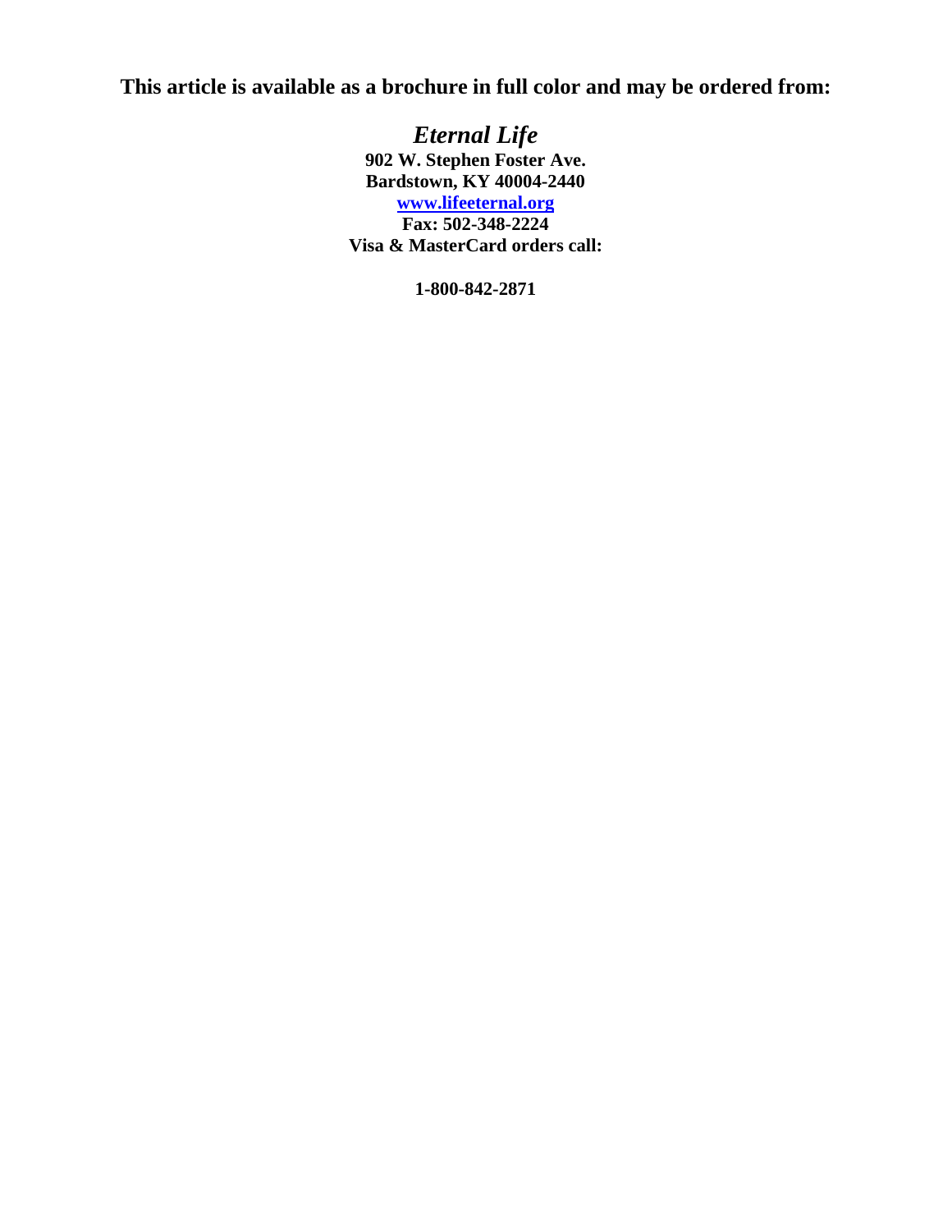**This article is available as a brochure in full color and may be ordered from:**

***Eternal Life***
**902 W. Stephen Foster Ave.**
**Bardstown, KY 40004-2440**
**[www.lifeeternal.org](http://www.lifeeternal.org)**
**Fax: 502-348-2224**
**Visa & MasterCard orders call:**

**1-800-842-2871**